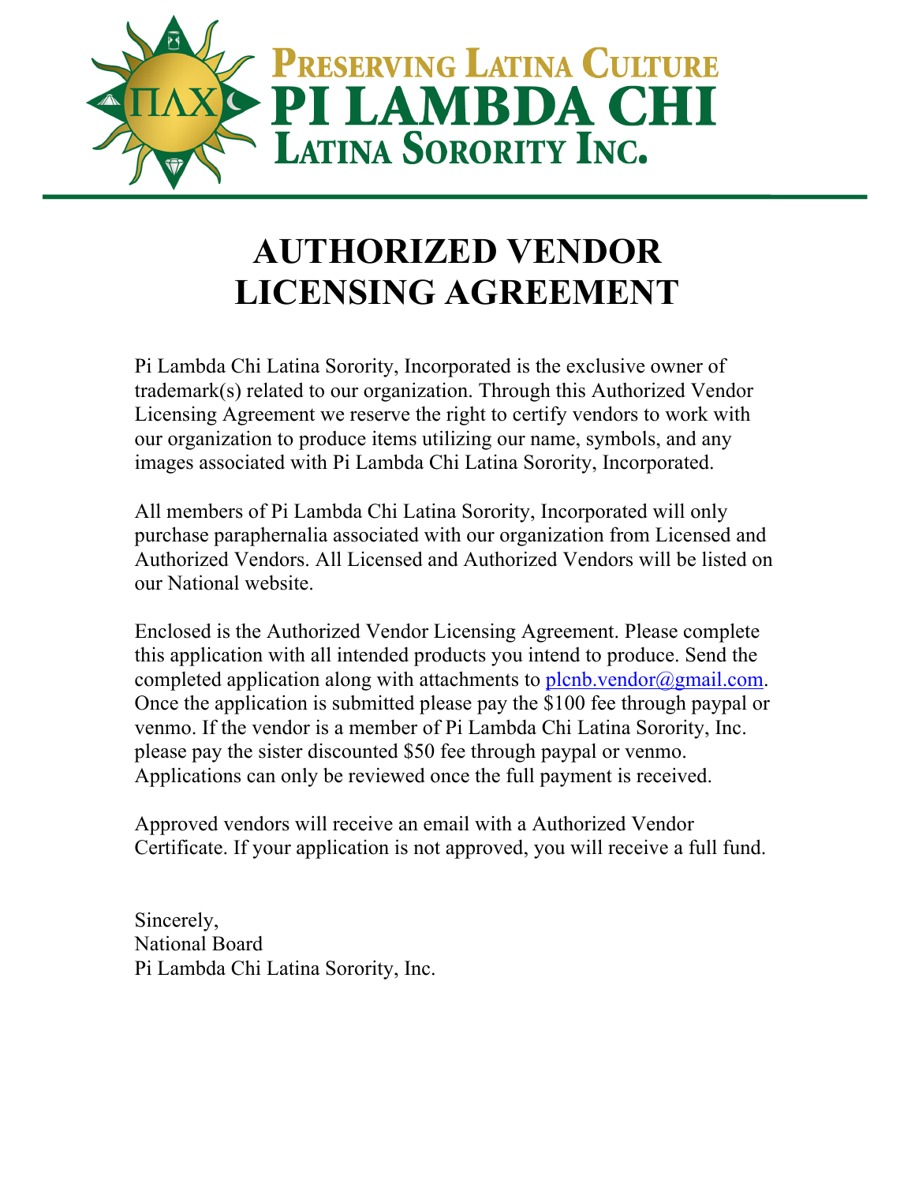Preserving Latina Culture
PI LAMBDA CHI
Latina Sorority Inc.

# AUTHORIZED VENDOR LICENSING AGREEMENT

Pi Lambda Chi Latina Sorority, Incorporated is the exclusive owner of trademark(s) related to our organization. Through this Authorized Vendor Licensing Agreement we reserve the right to certify vendors to work with our organization to produce items utilizing our name, symbols, and any images associated with Pi Lambda Chi Latina Sorority, Incorporated.

All members of Pi Lambda Chi Latina Sorority, Incorporated will only purchase paraphernalia associated with our organization from Licensed and Authorized Vendors. All Licensed and Authorized Vendors will be listed on our National website.

Enclosed is the Authorized Vendor Licensing Agreement. Please complete this application with all intended products you intend to produce. Send the completed application along with attachments to plcnb.vendor@gmail.com. Once the application is submitted please pay the $100 fee through paypal or venmo. If the vendor is a member of Pi Lambda Chi Latina Sorority, Inc. please pay the sister discounted $50 fee through paypal or venmo. Applications can only be reviewed once the full payment is received.

Approved vendors will receive an email with a Authorized Vendor Certificate. If your application is not approved, you will receive a full fund.

Sincerely,
National Board
Pi Lambda Chi Latina Sorority, Inc.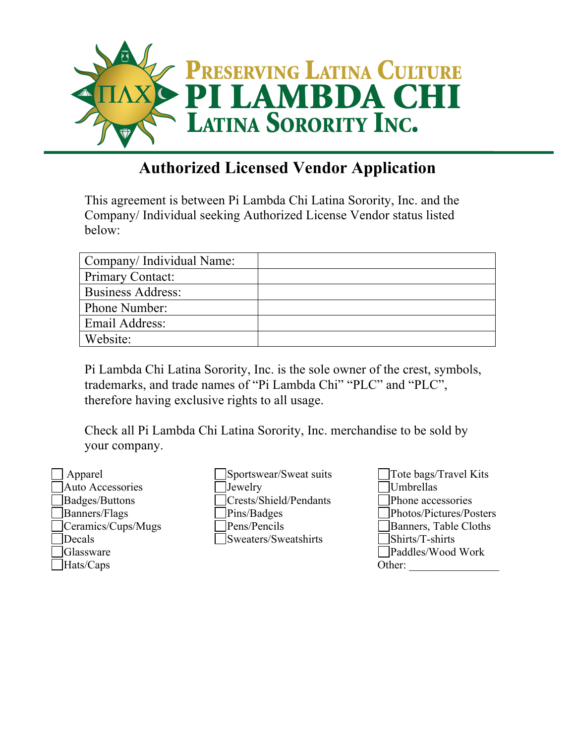PRESERVING LATINA CULTURE
PI LAMBDA CHI
LATINA SORORITY INC.

## Authorized Licensed Vendor Application

This agreement is between Pi Lambda Chi Latina Sorority, Inc. and the Company/ Individual seeking Authorized License Vendor status listed below:

| Company/ Individual Name: | |
|---|---|
| Primary Contact: | |
| Business Address: | |
| Phone Number: | |
| Email Address: | |
| Website: | |

Pi Lambda Chi Latina Sorority, Inc. is the sole owner of the crest, symbols, trademarks, and trade names of “Pi Lambda Chi” “PLC” and “PLC”, therefore having exclusive rights to all usage.

Check all Pi Lambda Chi Latina Sorority, Inc. merchandise to be sold by your company.

- ☐ Apparel
- ☐ Auto Accessories
- ☐ Badges/Buttons
- ☐ Banners/Flags
- ☐ Ceramics/Cups/Mugs
- ☐ Decals
- ☐ Glassware
- ☐ Hats/Caps
- ☐ Sportswear/Sweat suits
- ☐ Jewelry
- ☐ Crests/Shield/Pendants
- ☐ Pins/Badges
- ☐ Pens/Pencils
- ☐ Sweaters/Sweatshirts
- ☐ Tote bags/Travel Kits
- ☐ Umbrellas
- ☐ Phone accessories
- ☐ Photos/Pictures/Posters
- ☐ Banners, Table Cloths
- ☐ Shirts/T-shirts
- ☐ Paddles/Wood Work
- Other: ________________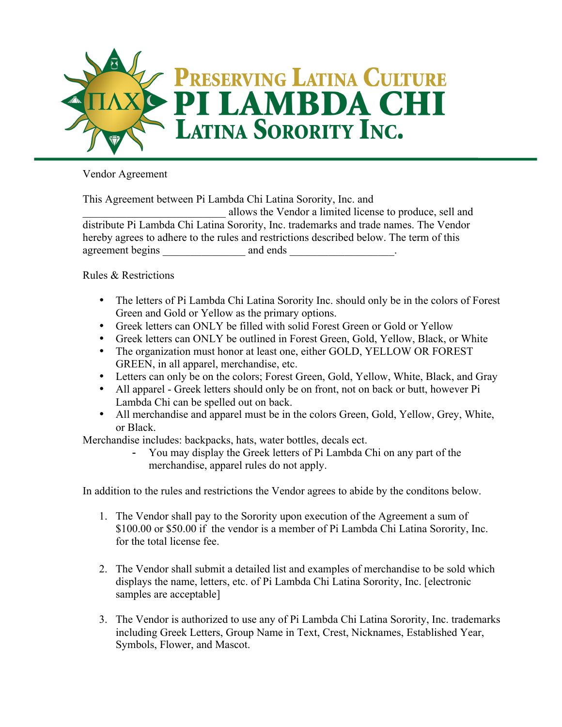# PRESERVING LATINA CULTURE
# PI LAMBDA CHI
## LATINA SORORITY INC.

Vendor Agreement

This Agreement between Pi Lambda Chi Latina Sorority, Inc. and __________________________ allows the Vendor a limited license to produce, sell and distribute Pi Lambda Chi Latina Sorority, Inc. trademarks and trade names. The Vendor hereby agrees to adhere to the rules and restrictions described below. The term of this agreement begins _______________ and ends ___________________.

Rules & Restrictions

- The letters of Pi Lambda Chi Latina Sorority Inc. should only be in the colors of Forest Green and Gold or Yellow as the primary options.
- Greek letters can ONLY be filled with solid Forest Green or Gold or Yellow
- Greek letters can ONLY be outlined in Forest Green, Gold, Yellow, Black, or White
- The organization must honor at least one, either GOLD, YELLOW OR FOREST GREEN, in all apparel, merchandise, etc.
- Letters can only be on the colors; Forest Green, Gold, Yellow, White, Black, and Gray
- All apparel - Greek letters should only be on front, not on back or butt, however Pi Lambda Chi can be spelled out on back.
- All merchandise and apparel must be in the colors Green, Gold, Yellow, Grey, White, or Black.

Merchandise includes: backpacks, hats, water bottles, decals ect.

- You may display the Greek letters of Pi Lambda Chi on any part of the merchandise, apparel rules do not apply.

In addition to the rules and restrictions the Vendor agrees to abide by the conditons below.

1. The Vendor shall pay to the Sorority upon execution of the Agreement a sum of $100.00 or $50.00 if the vendor is a member of Pi Lambda Chi Latina Sorority, Inc. for the total license fee.

2. The Vendor shall submit a detailed list and examples of merchandise to be sold which displays the name, letters, etc. of Pi Lambda Chi Latina Sorority, Inc. [electronic samples are acceptable]

3. The Vendor is authorized to use any of Pi Lambda Chi Latina Sorority, Inc. trademarks including Greek Letters, Group Name in Text, Crest, Nicknames, Established Year, Symbols, Flower, and Mascot.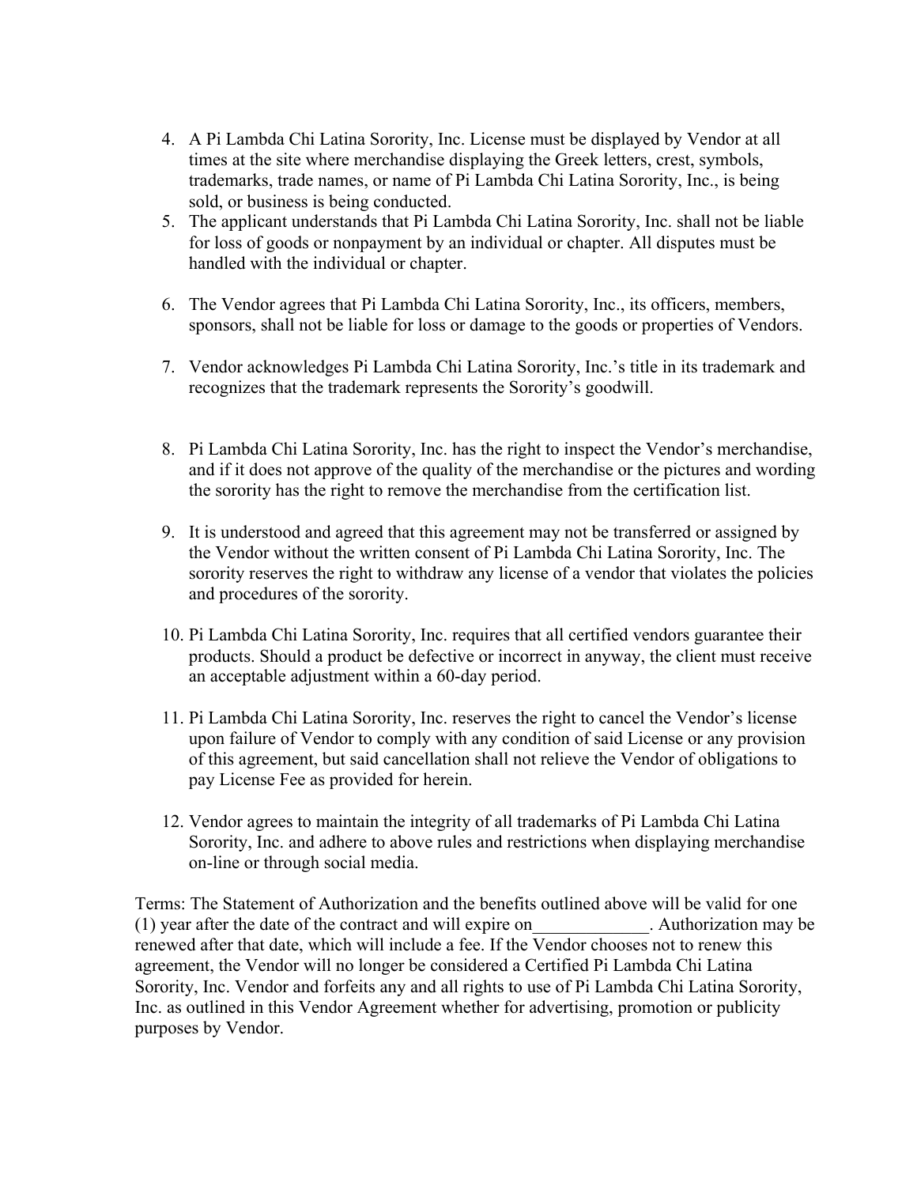4. A Pi Lambda Chi Latina Sorority, Inc. License must be displayed by Vendor at all times at the site where merchandise displaying the Greek letters, crest, symbols, trademarks, trade names, or name of Pi Lambda Chi Latina Sorority, Inc., is being sold, or business is being conducted.
5. The applicant understands that Pi Lambda Chi Latina Sorority, Inc. shall not be liable for loss of goods or nonpayment by an individual or chapter. All disputes must be handled with the individual or chapter.
6. The Vendor agrees that Pi Lambda Chi Latina Sorority, Inc., its officers, members, sponsors, shall not be liable for loss or damage to the goods or properties of Vendors.
7. Vendor acknowledges Pi Lambda Chi Latina Sorority, Inc.'s title in its trademark and recognizes that the trademark represents the Sorority's goodwill.
8. Pi Lambda Chi Latina Sorority, Inc. has the right to inspect the Vendor's merchandise, and if it does not approve of the quality of the merchandise or the pictures and wording the sorority has the right to remove the merchandise from the certification list.
9. It is understood and agreed that this agreement may not be transferred or assigned by the Vendor without the written consent of Pi Lambda Chi Latina Sorority, Inc. The sorority reserves the right to withdraw any license of a vendor that violates the policies and procedures of the sorority.
10. Pi Lambda Chi Latina Sorority, Inc. requires that all certified vendors guarantee their products. Should a product be defective or incorrect in anyway, the client must receive an acceptable adjustment within a 60-day period.
11. Pi Lambda Chi Latina Sorority, Inc. reserves the right to cancel the Vendor's license upon failure of Vendor to comply with any condition of said License or any provision of this agreement, but said cancellation shall not relieve the Vendor of obligations to pay License Fee as provided for herein.
12. Vendor agrees to maintain the integrity of all trademarks of Pi Lambda Chi Latina Sorority, Inc. and adhere to above rules and restrictions when displaying merchandise on-line or through social media.

Terms: The Statement of Authorization and the benefits outlined above will be valid for one (1) year after the date of the contract and will expire on_____________. Authorization may be renewed after that date, which will include a fee. If the Vendor chooses not to renew this agreement, the Vendor will no longer be considered a Certified Pi Lambda Chi Latina Sorority, Inc. Vendor and forfeits any and all rights to use of Pi Lambda Chi Latina Sorority, Inc. as outlined in this Vendor Agreement whether for advertising, promotion or publicity purposes by Vendor.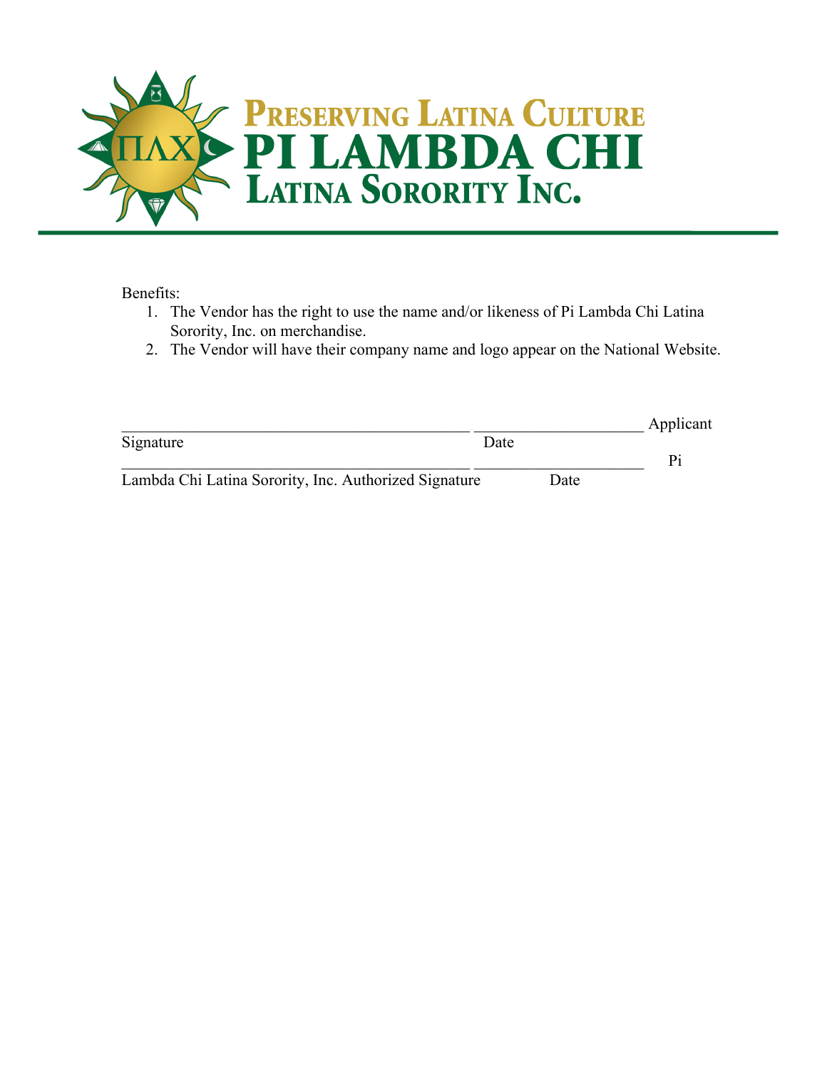Benefits:

1. The Vendor has the right to use the name and/or likeness of Pi Lambda Chi Latina Sorority, Inc. on merchandise.
2. The Vendor will have their company name and logo appear on the National Website.

\_\_\_\_\_\_\_\_\_\_\_\_\_\_\_\_\_\_\_\_\_\_\_\_\_\_\_\_\_\_\_\_\_\_\_\_\_\_\_\_\_\_\_\_ \_\_\_\_\_\_\_\_\_\_\_\_\_\_\_\_\_\_\_\_\_\_\_\_ Applicant Signature Date

\_\_\_\_\_\_\_\_\_\_\_\_\_\_\_\_\_\_\_\_\_\_\_\_\_\_\_\_\_\_\_\_\_\_\_\_\_\_\_\_\_\_\_\_ \_\_\_\_\_\_\_\_\_\_\_\_\_\_\_\_\_\_\_\_\_\_\_\_ Pi Lambda Chi Latina Sorority, Inc. Authorized Signature Date